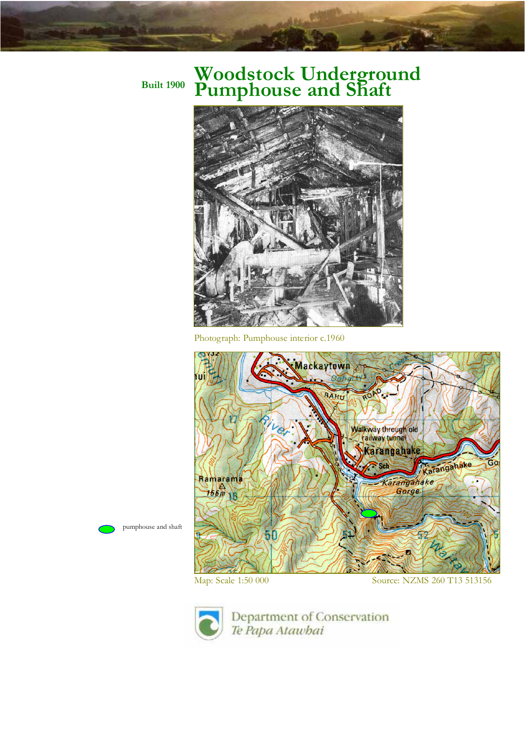Built 1900

# Woodstock Underground Pumphouse and Shaft

Photograph: Pumphouse interior c.1960

pumphouse and shaft

Map: Scale 1:50 000

Source: NZMS 260 T13 513156

Department of Conservation
*Te Papa Atawhai*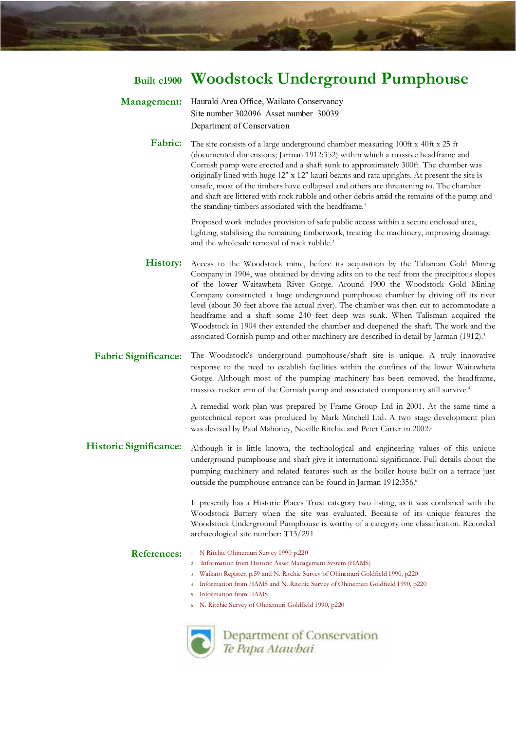**Built c1900** 

# Woodstock Underground Pumphouse

**Management:** Hauraki Area Office, Waikato Conservancy
Site number 302096 Asset number 30039
Department of Conservation

**Fabric:** The site consists of a large underground chamber measuring 100ft x 40ft x 25 ft (documented dimensions; Jarman 1912:352) within which a massive headframe and Cornish pump were erected and a shaft sunk to approximately 300ft. The chamber was originally lined with huge 12" x 12" kauri beams and rata uprights. At present the site is unsafe, most of the timbers have collapsed and others are threatening to. The chamber and shaft are littered with rock rubble and other debris amid the remains of the pump and the standing timbers associated with the headframe.[1]

Proposed work includes provision of safe public access within a secure enclosed area, lighting, stabilising the remaining timberwork, treating the machinery, improving drainage and the wholesale removal of rock rubble.[2]

**History:** Access to the Woodstock mine, before its acquisition by the Talisman Gold Mining Company in 1904, was obtained by driving adits on to the reef from the precipitous slopes of the lower Waitawheta River Gorge. Around 1900 the Woodstock Gold Mining Company constructed a huge underground pumphouse chamber by driving off its river level (about 30 feet above the actual river). The chamber was then cut to accommodate a headframe and a shaft some 240 feet deep was sunk. When Talisman acquired the Woodstock in 1904 they extended the chamber and deepened the shaft. The work and the associated Cornish pump and other machinery are described in detail by Jarman (1912).[3]

**Fabric Significance:** The Woodstock's underground pumphouse/shaft site is unique. A truly innovative response to the need to establish facilities within the confines of the lower Waitawheta Gorge. Although most of the pumping machinery has been removed, the headframe, massive rocker arm of the Cornish pump and associated componentry still survive.[4]

A remedial work plan was prepared by Frame Group Ltd in 2001. At the same time a geotechnical report was produced by Mark Mitchell Ltd. A two stage development plan was devised by Paul Mahoney, Neville Ritchie and Peter Carter in 2002.[5]

**Historic Significance:** Although it is little known, the technological and engineering values of this unique underground pumphouse and shaft give it international significance. Full details about the pumping machinery and related features such as the boiler house built on a terrace just outside the pumphouse entrance can be found in Jarman 1912:356.[6]

It presently has a Historic Places Trust category two listing, as it was combined with the Woodstock Battery when the site was evaluated. Because of its unique features the Woodstock Underground Pumphouse is worthy of a category one classification. Recorded archaeological site number: T13/291

**References:**

1. N Ritchie Ohinemuri Survey 1990 p.220
2. Information from Historic Asset Management System (HAMS)
3. Waikato Register, p.59 and N. Ritchie Survey of Ohinemuri Goldfield 1990, p220
4. Information from HAMS and N. Ritchie Survey of Ohinemuri Goldfield 1990, p220
5. Information from HAMS
6. N. Ritchie Survey of Ohinemuri Goldfield 1990, p220

Department of Conservation
*Te Papa Atawhai*